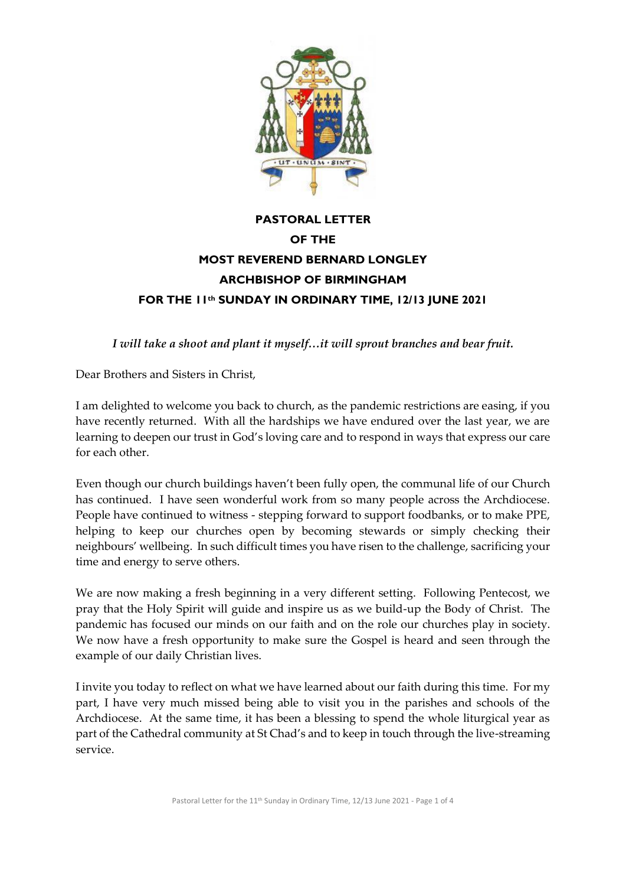# PASTORAL LETTER
# OF THE
# MOST REVEREND BERNARD LONGLEY
# ARCHBISHOP OF BIRMINGHAM
# FOR THE 11th SUNDAY IN ORDINARY TIME, 12/13 JUNE 2021

*I will take a shoot and plant it myself…it will sprout branches and bear fruit.*

Dear Brothers and Sisters in Christ,

I am delighted to welcome you back to church, as the pandemic restrictions are easing, if you have recently returned. With all the hardships we have endured over the last year, we are learning to deepen our trust in God's loving care and to respond in ways that express our care for each other.

Even though our church buildings haven't been fully open, the communal life of our Church has continued. I have seen wonderful work from so many people across the Archdiocese. People have continued to witness - stepping forward to support foodbanks, or to make PPE, helping to keep our churches open by becoming stewards or simply checking their neighbours' wellbeing. In such difficult times you have risen to the challenge, sacrificing your time and energy to serve others.

We are now making a fresh beginning in a very different setting. Following Pentecost, we pray that the Holy Spirit will guide and inspire us as we build-up the Body of Christ. The pandemic has focused our minds on our faith and on the role our churches play in society. We now have a fresh opportunity to make sure the Gospel is heard and seen through the example of our daily Christian lives.

I invite you today to reflect on what we have learned about our faith during this time. For my part, I have very much missed being able to visit you in the parishes and schools of the Archdiocese. At the same time, it has been a blessing to spend the whole liturgical year as part of the Cathedral community at St Chad's and to keep in touch through the live-streaming service.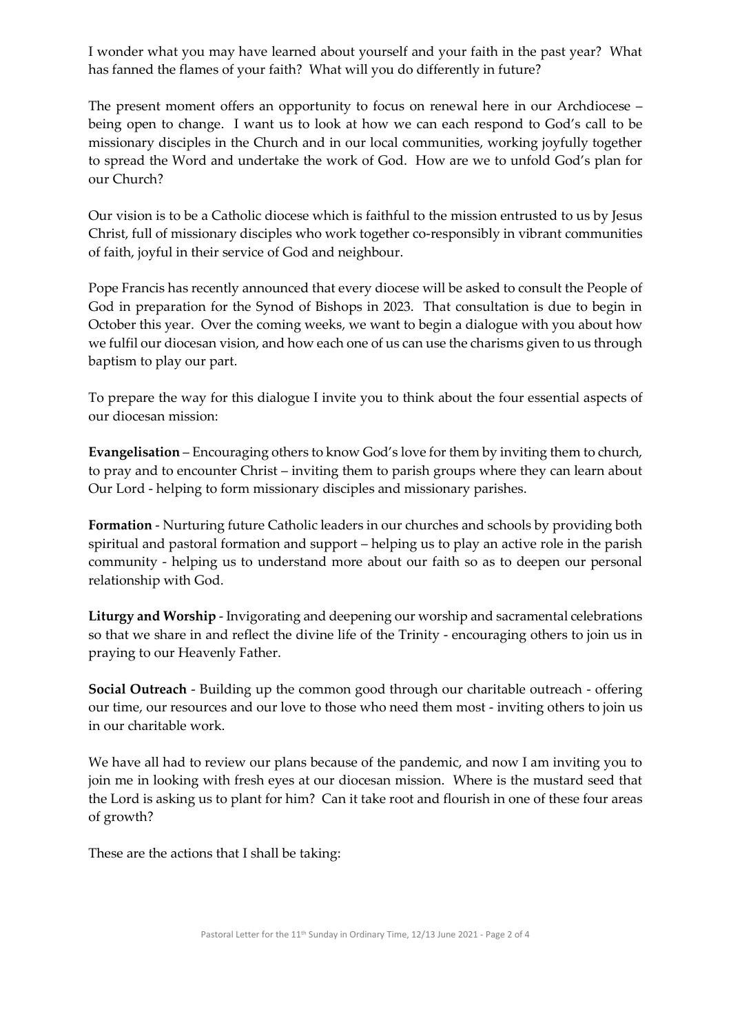I wonder what you may have learned about yourself and your faith in the past year? What has fanned the flames of your faith? What will you do differently in future?

The present moment offers an opportunity to focus on renewal here in our Archdiocese – being open to change. I want us to look at how we can each respond to God's call to be missionary disciples in the Church and in our local communities, working joyfully together to spread the Word and undertake the work of God. How are we to unfold God's plan for our Church?

Our vision is to be a Catholic diocese which is faithful to the mission entrusted to us by Jesus Christ, full of missionary disciples who work together co-responsibly in vibrant communities of faith, joyful in their service of God and neighbour.

Pope Francis has recently announced that every diocese will be asked to consult the People of God in preparation for the Synod of Bishops in 2023. That consultation is due to begin in October this year. Over the coming weeks, we want to begin a dialogue with you about how we fulfil our diocesan vision, and how each one of us can use the charisms given to us through baptism to play our part.

To prepare the way for this dialogue I invite you to think about the four essential aspects of our diocesan mission:

**Evangelisation** – Encouraging others to know God's love for them by inviting them to church, to pray and to encounter Christ – inviting them to parish groups where they can learn about Our Lord - helping to form missionary disciples and missionary parishes.

**Formation** - Nurturing future Catholic leaders in our churches and schools by providing both spiritual and pastoral formation and support – helping us to play an active role in the parish community - helping us to understand more about our faith so as to deepen our personal relationship with God.

**Liturgy and Worship** - Invigorating and deepening our worship and sacramental celebrations so that we share in and reflect the divine life of the Trinity - encouraging others to join us in praying to our Heavenly Father.

**Social Outreach** - Building up the common good through our charitable outreach - offering our time, our resources and our love to those who need them most - inviting others to join us in our charitable work.

We have all had to review our plans because of the pandemic, and now I am inviting you to join me in looking with fresh eyes at our diocesan mission. Where is the mustard seed that the Lord is asking us to plant for him? Can it take root and flourish in one of these four areas of growth?

These are the actions that I shall be taking: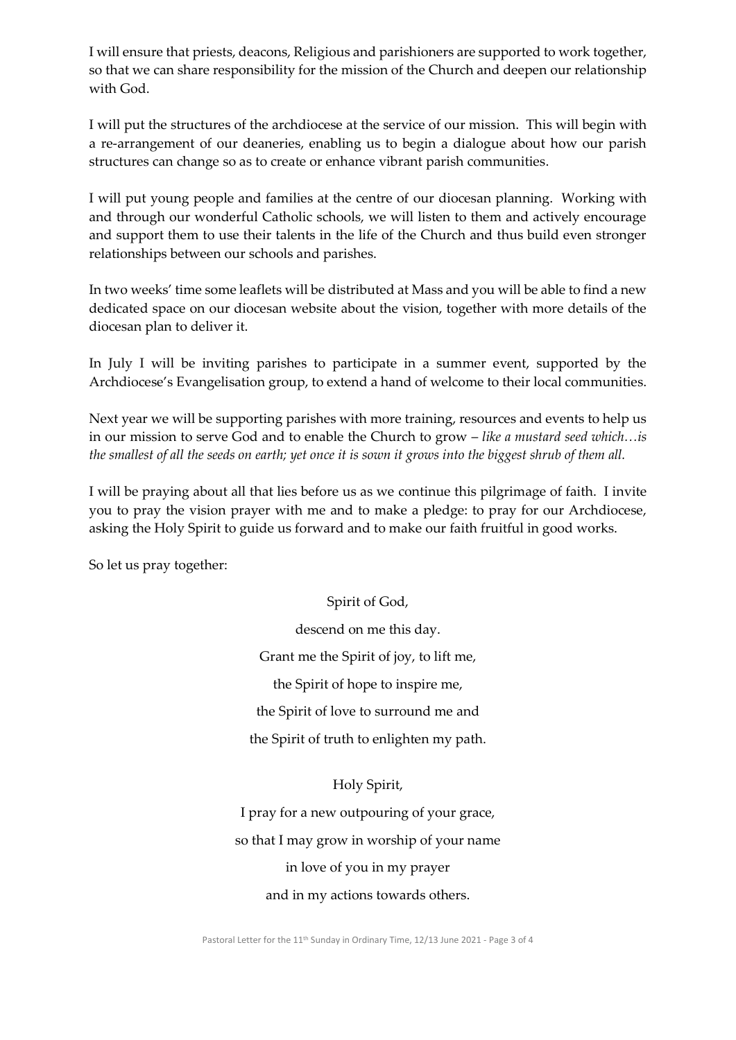I will ensure that priests, deacons, Religious and parishioners are supported to work together, so that we can share responsibility for the mission of the Church and deepen our relationship with God.

I will put the structures of the archdiocese at the service of our mission. This will begin with a re-arrangement of our deaneries, enabling us to begin a dialogue about how our parish structures can change so as to create or enhance vibrant parish communities.

I will put young people and families at the centre of our diocesan planning. Working with and through our wonderful Catholic schools, we will listen to them and actively encourage and support them to use their talents in the life of the Church and thus build even stronger relationships between our schools and parishes.

In two weeks' time some leaflets will be distributed at Mass and you will be able to find a new dedicated space on our diocesan website about the vision, together with more details of the diocesan plan to deliver it.

In July I will be inviting parishes to participate in a summer event, supported by the Archdiocese's Evangelisation group, to extend a hand of welcome to their local communities.

Next year we will be supporting parishes with more training, resources and events to help us in our mission to serve God and to enable the Church to grow – *like a mustard seed which…is the smallest of all the seeds on earth; yet once it is sown it grows into the biggest shrub of them all.*

I will be praying about all that lies before us as we continue this pilgrimage of faith. I invite you to pray the vision prayer with me and to make a pledge: to pray for our Archdiocese, asking the Holy Spirit to guide us forward and to make our faith fruitful in good works.

So let us pray together:

Spirit of God,
descend on me this day.
Grant me the Spirit of joy, to lift me,
the Spirit of hope to inspire me,
the Spirit of love to surround me and
the Spirit of truth to enlighten my path.

Holy Spirit,
I pray for a new outpouring of your grace,
so that I may grow in worship of your name
in love of you in my prayer
and in my actions towards others.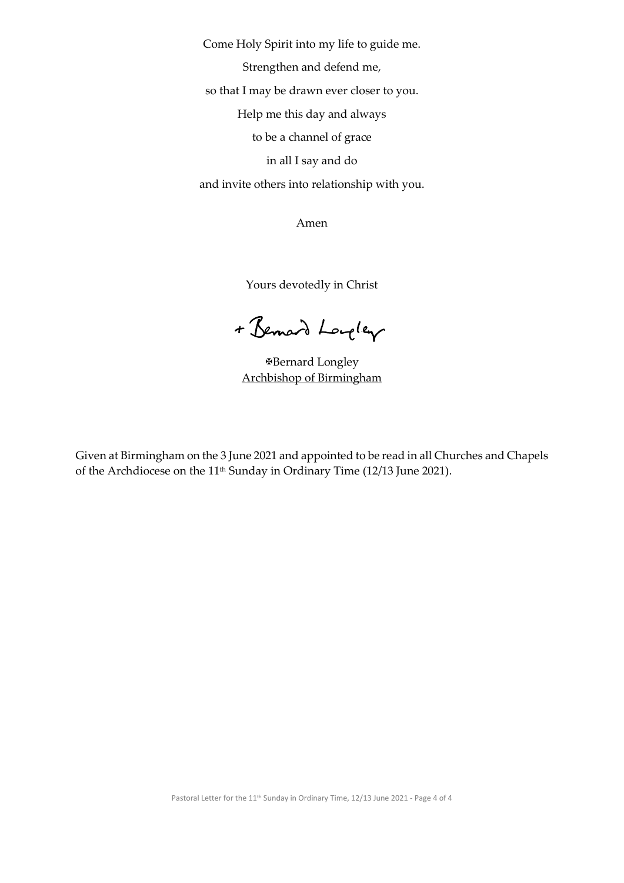Come Holy Spirit into my life to guide me.

Strengthen and defend me,

so that I may be drawn ever closer to you.

Help me this day and always

to be a channel of grace

in all I say and do

and invite others into relationship with you.

Amen

Yours devotedly in Christ

✠Bernard Longley
Archbishop of Birmingham

Given at Birmingham on the 3 June 2021 and appointed to be read in all Churches and Chapels of the Archdiocese on the 11th Sunday in Ordinary Time (12/13 June 2021).